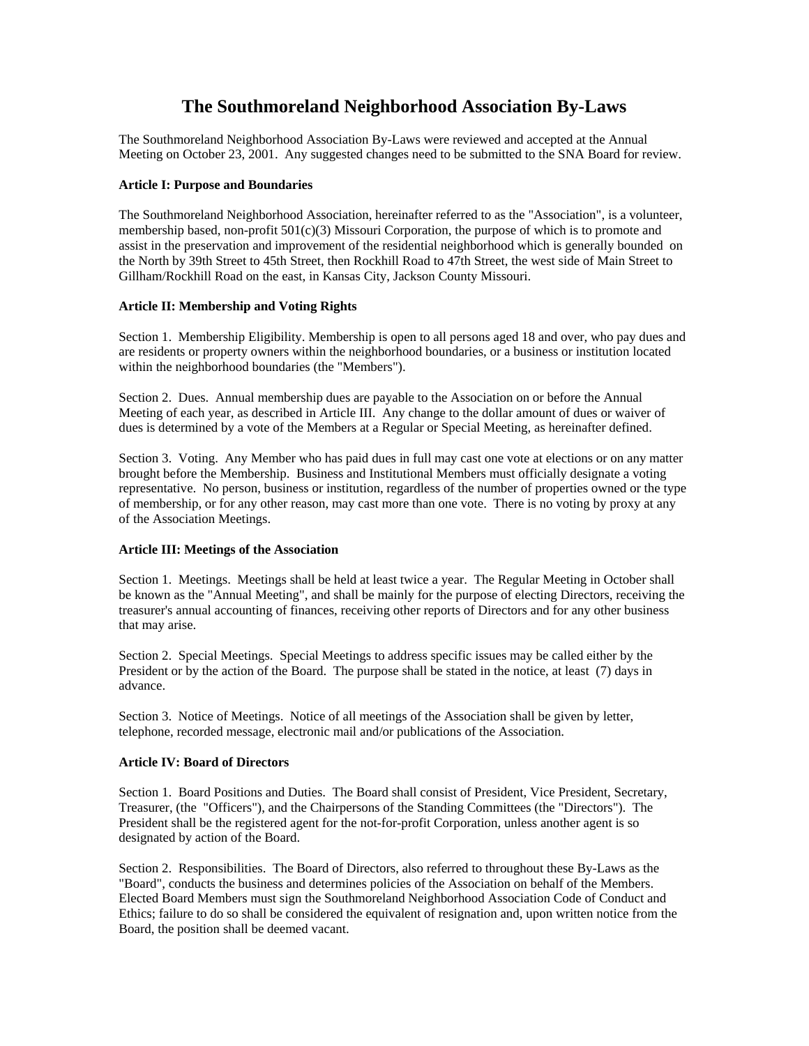# The Southmoreland Neighborhood Association By-Laws

The Southmoreland Neighborhood Association By-Laws were reviewed and accepted at the Annual Meeting on October 23, 2001. Any suggested changes need to be submitted to the SNA Board for review.

**Article I: Purpose and Boundaries**

The Southmoreland Neighborhood Association, hereinafter referred to as the "Association", is a volunteer, membership based, non-profit 501(c)(3) Missouri Corporation, the purpose of which is to promote and assist in the preservation and improvement of the residential neighborhood which is generally bounded on the North by 39th Street to 45th Street, then Rockhill Road to 47th Street, the west side of Main Street to Gillham/Rockhill Road on the east, in Kansas City, Jackson County Missouri.

**Article II: Membership and Voting Rights**

Section 1. Membership Eligibility. Membership is open to all persons aged 18 and over, who pay dues and are residents or property owners within the neighborhood boundaries, or a business or institution located within the neighborhood boundaries (the "Members").

Section 2. Dues. Annual membership dues are payable to the Association on or before the Annual Meeting of each year, as described in Article III. Any change to the dollar amount of dues or waiver of dues is determined by a vote of the Members at a Regular or Special Meeting, as hereinafter defined.

Section 3. Voting. Any Member who has paid dues in full may cast one vote at elections or on any matter brought before the Membership. Business and Institutional Members must officially designate a voting representative. No person, business or institution, regardless of the number of properties owned or the type of membership, or for any other reason, may cast more than one vote. There is no voting by proxy at any of the Association Meetings.

**Article III: Meetings of the Association**

Section 1. Meetings. Meetings shall be held at least twice a year. The Regular Meeting in October shall be known as the "Annual Meeting", and shall be mainly for the purpose of electing Directors, receiving the treasurer's annual accounting of finances, receiving other reports of Directors and for any other business that may arise.

Section 2. Special Meetings. Special Meetings to address specific issues may be called either by the President or by the action of the Board. The purpose shall be stated in the notice, at least (7) days in advance.

Section 3. Notice of Meetings. Notice of all meetings of the Association shall be given by letter, telephone, recorded message, electronic mail and/or publications of the Association.

**Article IV: Board of Directors**

Section 1. Board Positions and Duties. The Board shall consist of President, Vice President, Secretary, Treasurer, (the "Officers"), and the Chairpersons of the Standing Committees (the "Directors"). The President shall be the registered agent for the not-for-profit Corporation, unless another agent is so designated by action of the Board.

Section 2. Responsibilities. The Board of Directors, also referred to throughout these By-Laws as the "Board", conducts the business and determines policies of the Association on behalf of the Members. Elected Board Members must sign the Southmoreland Neighborhood Association Code of Conduct and Ethics; failure to do so shall be considered the equivalent of resignation and, upon written notice from the Board, the position shall be deemed vacant.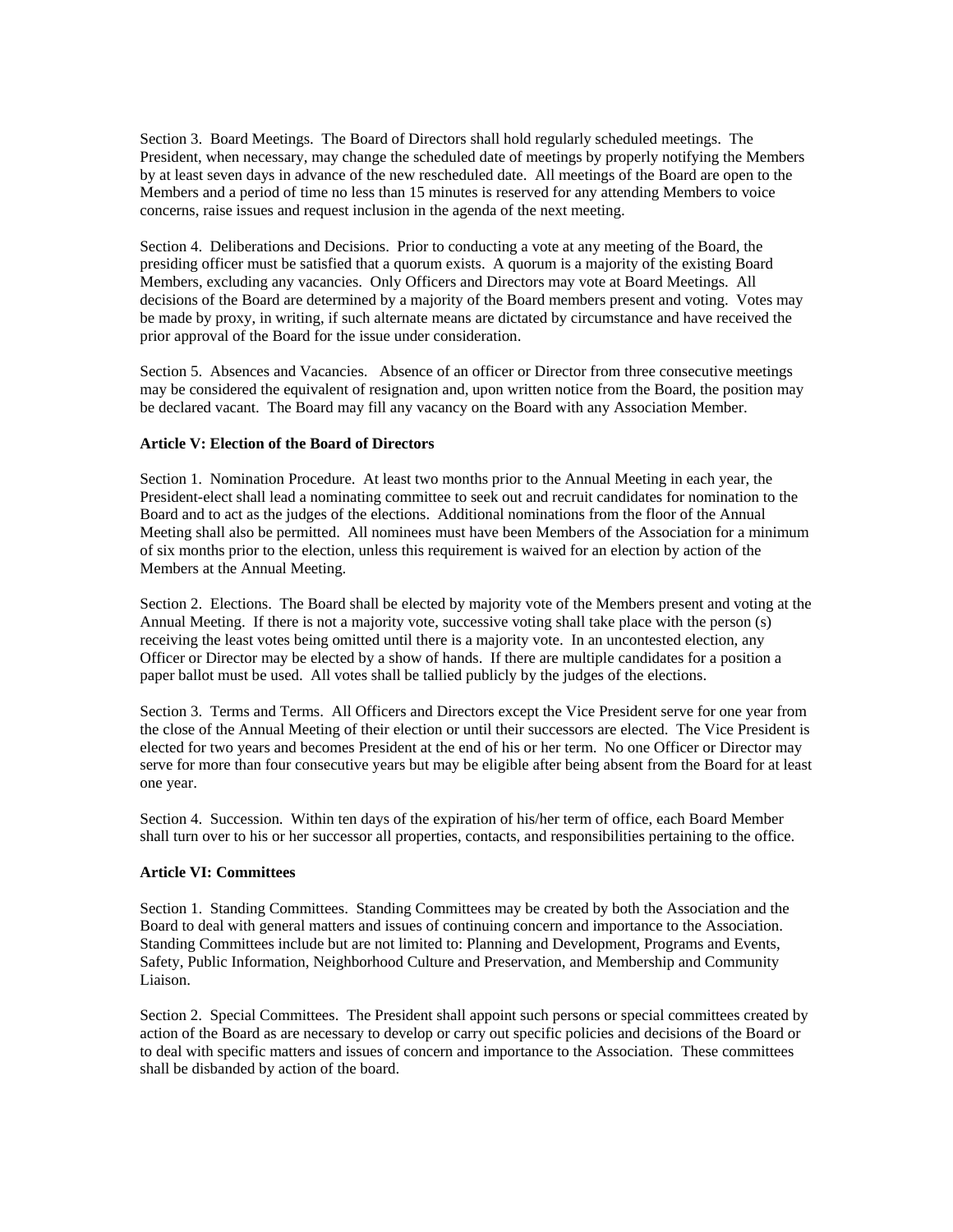Section 3. Board Meetings. The Board of Directors shall hold regularly scheduled meetings. The President, when necessary, may change the scheduled date of meetings by properly notifying the Members by at least seven days in advance of the new rescheduled date. All meetings of the Board are open to the Members and a period of time no less than 15 minutes is reserved for any attending Members to voice concerns, raise issues and request inclusion in the agenda of the next meeting.

Section 4. Deliberations and Decisions. Prior to conducting a vote at any meeting of the Board, the presiding officer must be satisfied that a quorum exists. A quorum is a majority of the existing Board Members, excluding any vacancies. Only Officers and Directors may vote at Board Meetings. All decisions of the Board are determined by a majority of the Board members present and voting. Votes may be made by proxy, in writing, if such alternate means are dictated by circumstance and have received the prior approval of the Board for the issue under consideration.

Section 5. Absences and Vacancies. Absence of an officer or Director from three consecutive meetings may be considered the equivalent of resignation and, upon written notice from the Board, the position may be declared vacant. The Board may fill any vacancy on the Board with any Association Member.

**Article V: Election of the Board of Directors**

Section 1. Nomination Procedure. At least two months prior to the Annual Meeting in each year, the President-elect shall lead a nominating committee to seek out and recruit candidates for nomination to the Board and to act as the judges of the elections. Additional nominations from the floor of the Annual Meeting shall also be permitted. All nominees must have been Members of the Association for a minimum of six months prior to the election, unless this requirement is waived for an election by action of the Members at the Annual Meeting.

Section 2. Elections. The Board shall be elected by majority vote of the Members present and voting at the Annual Meeting. If there is not a majority vote, successive voting shall take place with the person (s) receiving the least votes being omitted until there is a majority vote. In an uncontested election, any Officer or Director may be elected by a show of hands. If there are multiple candidates for a position a paper ballot must be used. All votes shall be tallied publicly by the judges of the elections.

Section 3. Terms and Terms. All Officers and Directors except the Vice President serve for one year from the close of the Annual Meeting of their election or until their successors are elected. The Vice President is elected for two years and becomes President at the end of his or her term. No one Officer or Director may serve for more than four consecutive years but may be eligible after being absent from the Board for at least one year.

Section 4. Succession. Within ten days of the expiration of his/her term of office, each Board Member shall turn over to his or her successor all properties, contacts, and responsibilities pertaining to the office.

**Article VI: Committees**

Section 1. Standing Committees. Standing Committees may be created by both the Association and the Board to deal with general matters and issues of continuing concern and importance to the Association. Standing Committees include but are not limited to: Planning and Development, Programs and Events, Safety, Public Information, Neighborhood Culture and Preservation, and Membership and Community Liaison.

Section 2. Special Committees. The President shall appoint such persons or special committees created by action of the Board as are necessary to develop or carry out specific policies and decisions of the Board or to deal with specific matters and issues of concern and importance to the Association. These committees shall be disbanded by action of the board.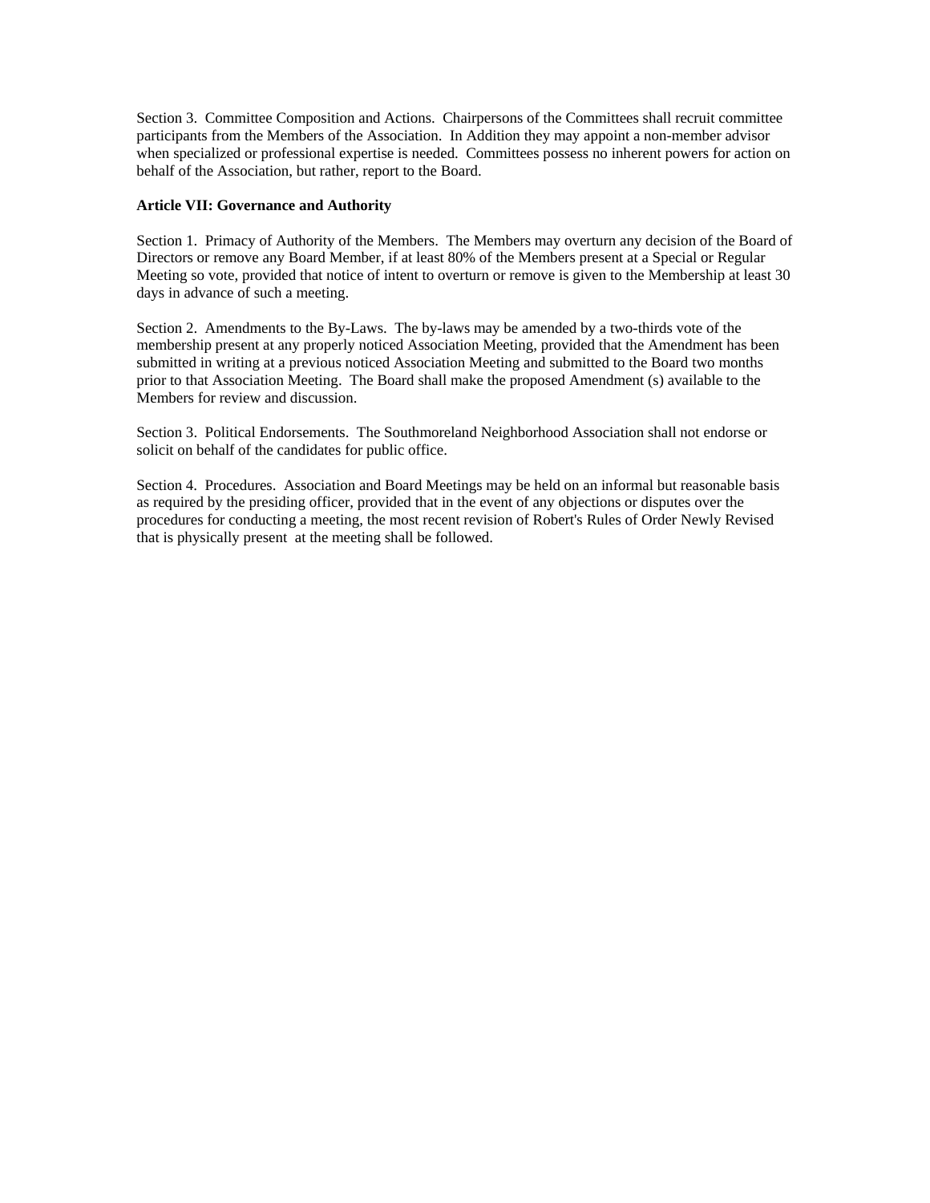Section 3. Committee Composition and Actions. Chairpersons of the Committees shall recruit committee participants from the Members of the Association. In Addition they may appoint a non-member advisor when specialized or professional expertise is needed. Committees possess no inherent powers for action on behalf of the Association, but rather, report to the Board.

**Article VII: Governance and Authority**

Section 1. Primacy of Authority of the Members. The Members may overturn any decision of the Board of Directors or remove any Board Member, if at least 80% of the Members present at a Special or Regular Meeting so vote, provided that notice of intent to overturn or remove is given to the Membership at least 30 days in advance of such a meeting.

Section 2. Amendments to the By-Laws. The by-laws may be amended by a two-thirds vote of the membership present at any properly noticed Association Meeting, provided that the Amendment has been submitted in writing at a previous noticed Association Meeting and submitted to the Board two months prior to that Association Meeting. The Board shall make the proposed Amendment (s) available to the Members for review and discussion.

Section 3. Political Endorsements. The Southmoreland Neighborhood Association shall not endorse or solicit on behalf of the candidates for public office.

Section 4. Procedures. Association and Board Meetings may be held on an informal but reasonable basis as required by the presiding officer, provided that in the event of any objections or disputes over the procedures for conducting a meeting, the most recent revision of Robert's Rules of Order Newly Revised that is physically present at the meeting shall be followed.